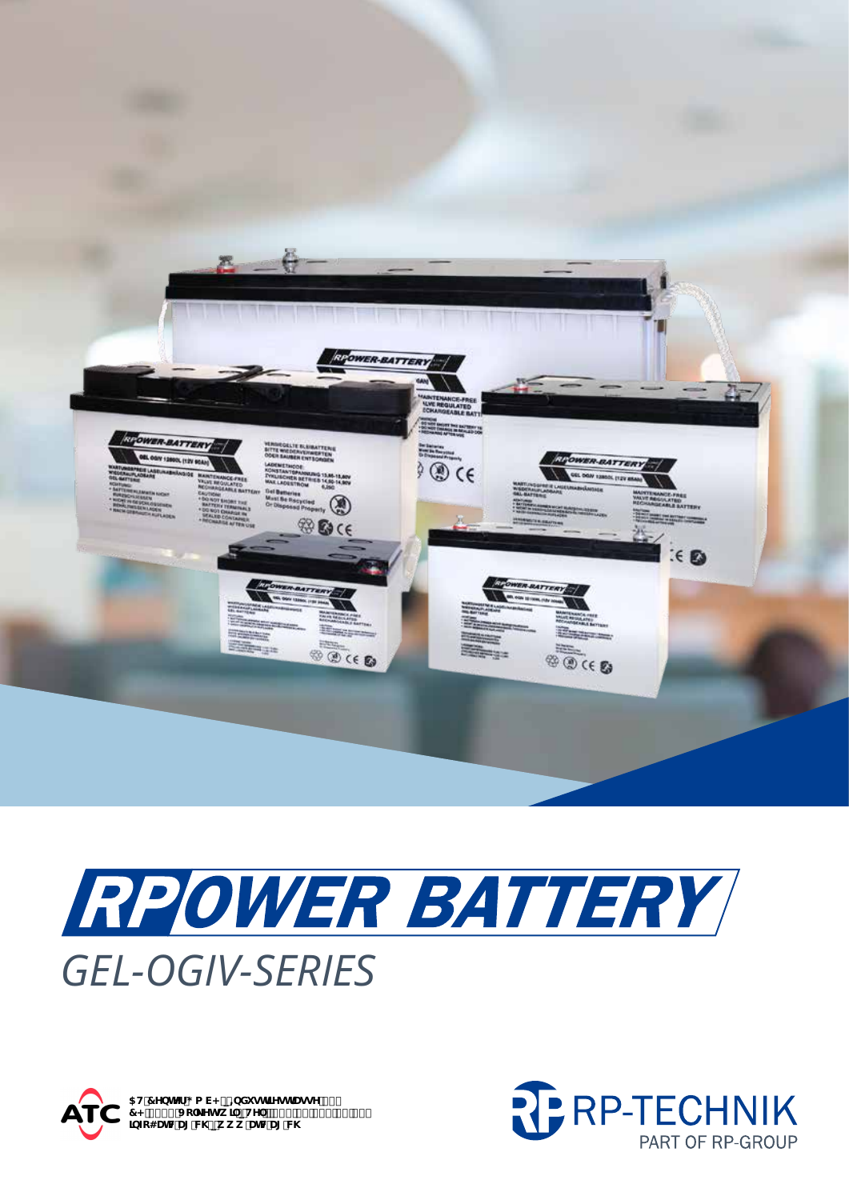# RPOWER BATTERY

## GEL-OGIV-SERIES

RP-TECHNIK

PART OF RP-GROUP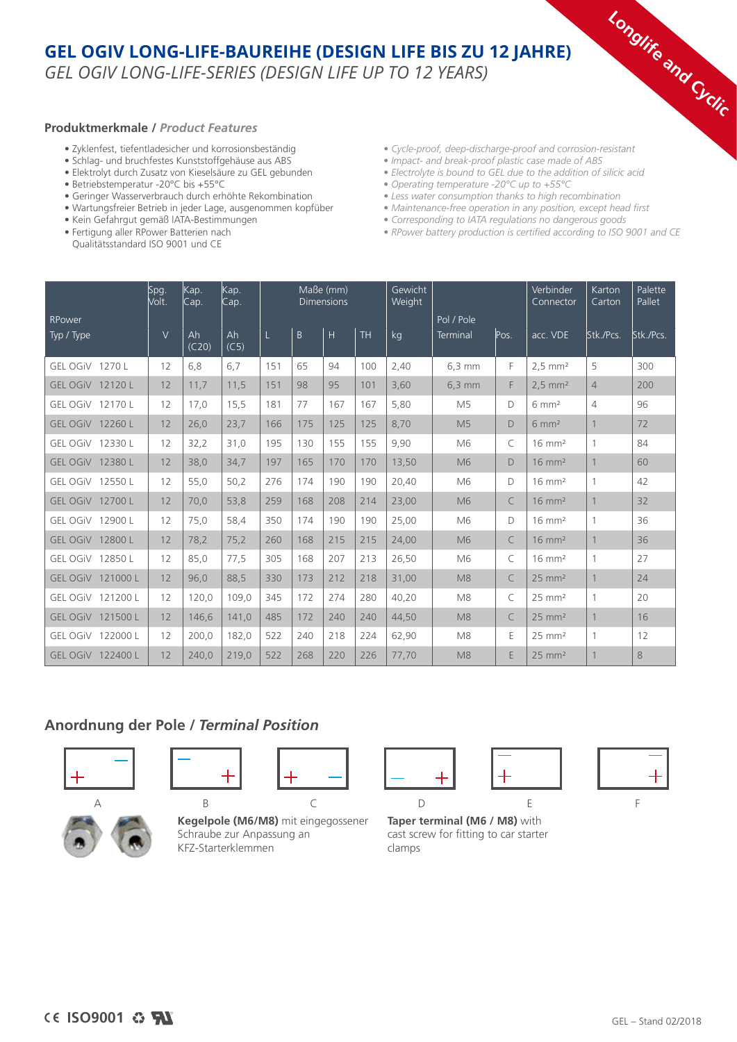# GEL OGIV LONG-LIFE-BAUREIHE (DESIGN LIFE BIS ZU 12 JAHRE)

*GEL OGIV LONG-LIFE-SERIES (DESIGN LIFE UP TO 12 YEARS)*

Longlife and Cyclic

**Produktmerkmale** / *Product Features*

- Zyklenfest, tiefentladesicher und korrosionsbeständig
- Schlag- und bruchfestes Kunststoffgehäuse aus ABS
- Elektrolyt durch Zusatz von Kieselsäure zu GEL gebunden
- Betriebstemperatur -20°C bis +55°C
- Geringer Wasserverbrauch durch erhöhte Rekombination
- Wartungsfreier Betrieb in jeder Lage, ausgenommen kopfüber
- Kein Gefahrgut gemäß IATA-Bestimmungen
- Fertigung aller RPower Batterien nach Qualitätsstandard ISO 9001 und CE

- *Cycle-proof, deep-discharge-proof and corrosion-resistant*
- *Impact- and break-proof plastic case made of ABS*
- *Electrolyte is bound to GEL due to the addition of silicic acid*
- *Operating temperature -20°C up to +55°C*
- *Less water consumption thanks to high recombination*
- *Maintenance-free operation in any position, except head first*
- *Corresponding to IATA regulations no dangerous goods*
- *RPower battery production is certified according to ISO 9001 and CE*

| RPower | Spg. Volt. | Kap. Cap. | Kap. Cap. | Maße (mm) Dimensions | | | | Gewicht Weight | Pol / Pole | | Verbinder Connector | Karton Carton | Palette Pallet |
|---|---|---|---|---|---|---|---|---|---|---|---|---|---|
| Typ / Type | V | Ah (C20) | Ah (C5) | L | B | H | TH | kg | Terminal | Pos. | acc. VDE | Stk./Pcs. | Stk./Pcs. |
| GEL OGiV 1270 L | 12 | 6,8 | 6,7 | 151 | 65 | 94 | 100 | 2,40 | 6,3 mm | F | 2,5 mm² | 5 | 300 |
| GEL OGiV 12120 L | 12 | 11,7 | 11,5 | 151 | 98 | 95 | 101 | 3,60 | 6,3 mm | F | 2,5 mm² | 4 | 200 |
| GEL OGiV 12170 L | 12 | 17,0 | 15,5 | 181 | 77 | 167 | 167 | 5,80 | M5 | D | 6 mm² | 4 | 96 |
| GEL OGiV 12260 L | 12 | 26,0 | 23,7 | 166 | 175 | 125 | 125 | 8,70 | M5 | D | 6 mm² | 1 | 72 |
| GEL OGiV 12330 L | 12 | 32,2 | 31,0 | 195 | 130 | 155 | 155 | 9,90 | M6 | C | 16 mm² | 1 | 84 |
| GEL OGiV 12380 L | 12 | 38,0 | 34,7 | 197 | 165 | 170 | 170 | 13,50 | M6 | D | 16 mm² | 1 | 60 |
| GEL OGiV 12550 L | 12 | 55,0 | 50,2 | 276 | 174 | 190 | 190 | 20,40 | M6 | D | 16 mm² | 1 | 42 |
| GEL OGiV 12700 L | 12 | 70,0 | 53,8 | 259 | 168 | 208 | 214 | 23,00 | M6 | C | 16 mm² | 1 | 32 |
| GEL OGiV 12900 L | 12 | 75,0 | 58,4 | 350 | 174 | 190 | 190 | 25,00 | M6 | D | 16 mm² | 1 | 36 |
| GEL OGiV 12800 L | 12 | 78,2 | 75,2 | 260 | 168 | 215 | 215 | 24,00 | M6 | C | 16 mm² | 1 | 36 |
| GEL OGiV 12850 L | 12 | 85,0 | 77,5 | 305 | 168 | 207 | 213 | 26,50 | M6 | C | 16 mm² | 1 | 27 |
| GEL OGiV 121000 L | 12 | 96,0 | 88,5 | 330 | 173 | 212 | 218 | 31,00 | M8 | C | 25 mm² | 1 | 24 |
| GEL OGiV 121200 L | 12 | 120,0 | 109,0 | 345 | 172 | 274 | 280 | 40,20 | M8 | C | 25 mm² | 1 | 20 |
| GEL OGiV 121500 L | 12 | 146,6 | 141,0 | 485 | 172 | 240 | 240 | 44,50 | M8 | C | 25 mm² | 1 | 16 |
| GEL OGiV 122000 L | 12 | 200,0 | 182,0 | 522 | 240 | 218 | 224 | 62,90 | M8 | E | 25 mm² | 1 | 12 |
| GEL OGiV 122400 L | 12 | 240,0 | 219,0 | 522 | 268 | 220 | 226 | 77,70 | M8 | E | 25 mm² | 1 | 8 |

## Anordnung der Pole / *Terminal Position*

A B C D E F

**Kegelpole (M6/M8)** mit eingegossener Schraube zur Anpassung an KFZ-Starterklemmen

**Taper terminal (M6 / M8)** with cast screw for fitting to car starter clamps

CE ISO9001

GEL – Stand 02/2018